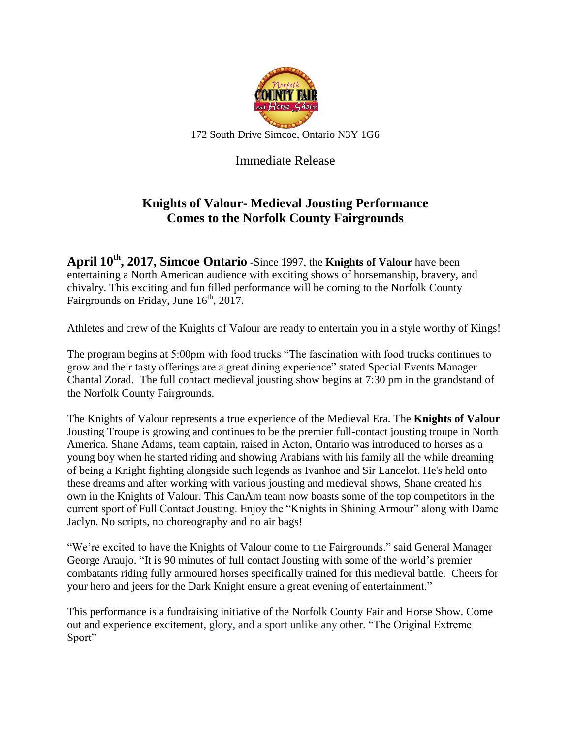172 South Drive Simcoe, Ontario N3Y 1G6

Immediate Release

## Knights of Valour- Medieval Jousting Performance Comes to the Norfolk County Fairgrounds

**April 10th, 2017, Simcoe Ontario** -Since 1997, the **Knights of Valour** have been entertaining a North American audience with exciting shows of horsemanship, bravery, and chivalry. This exciting and fun filled performance will be coming to the Norfolk County Fairgrounds on Friday, June 16th, 2017.

Athletes and crew of the Knights of Valour are ready to entertain you in a style worthy of Kings!

The program begins at 5:00pm with food trucks "The fascination with food trucks continues to grow and their tasty offerings are a great dining experience" stated Special Events Manager Chantal Zorad. The full contact medieval jousting show begins at 7:30 pm in the grandstand of the Norfolk County Fairgrounds.

The Knights of Valour represents a true experience of the Medieval Era. The **Knights of Valour** Jousting Troupe is growing and continues to be the premier full-contact jousting troupe in North America. Shane Adams, team captain, raised in Acton, Ontario was introduced to horses as a young boy when he started riding and showing Arabians with his family all the while dreaming of being a Knight fighting alongside such legends as Ivanhoe and Sir Lancelot. He's held onto these dreams and after working with various jousting and medieval shows, Shane created his own in the Knights of Valour. This CanAm team now boasts some of the top competitors in the current sport of Full Contact Jousting. Enjoy the "Knights in Shining Armour" along with Dame Jaclyn. No scripts, no choreography and no air bags!

"We're excited to have the Knights of Valour come to the Fairgrounds." said General Manager George Araujo. "It is 90 minutes of full contact Jousting with some of the world's premier combatants riding fully armoured horses specifically trained for this medieval battle. Cheers for your hero and jeers for the Dark Knight ensure a great evening of entertainment."

This performance is a fundraising initiative of the Norfolk County Fair and Horse Show. Come out and experience excitement, glory, and a sport unlike any other. "The Original Extreme Sport"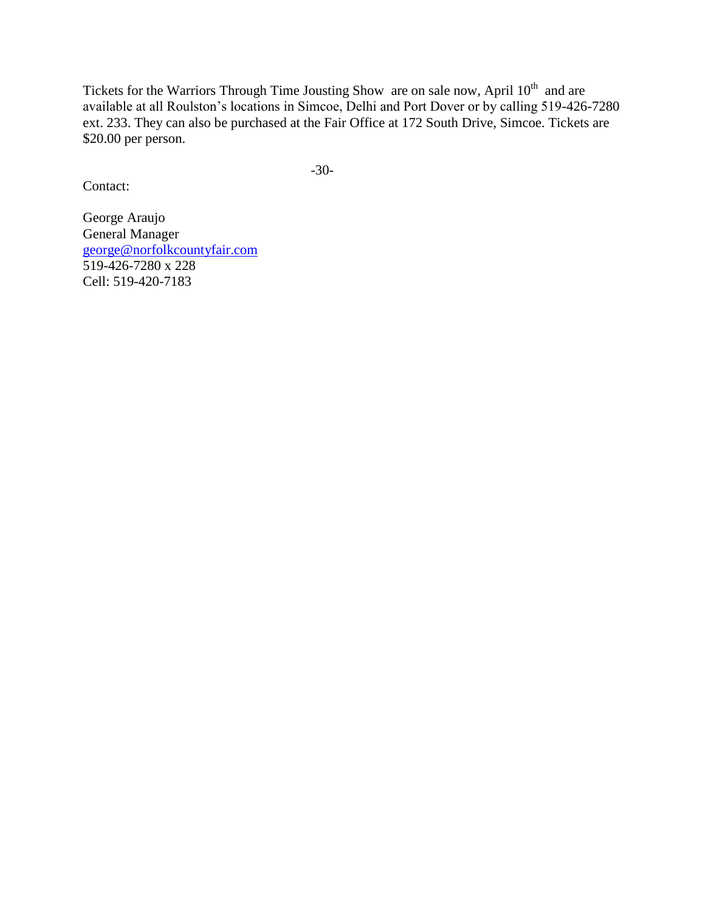Tickets for the Warriors Through Time Jousting Show are on sale now, April 10th and are available at all Roulston's locations in Simcoe, Delhi and Port Dover or by calling 519-426-7280 ext. 233. They can also be purchased at the Fair Office at 172 South Drive, Simcoe. Tickets are $20.00 per person.

-30-

Contact:

George Araujo
General Manager
george@norfolkcountyfair.com
519-426-7280 x 228
Cell: 519-420-7183